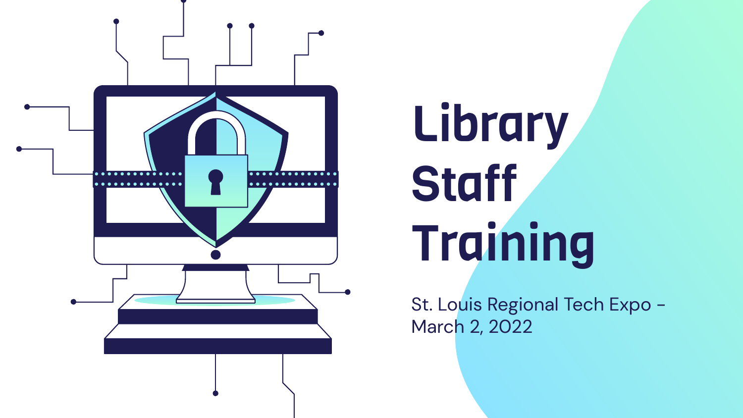# Library Staff Training

St. Louis Regional Tech Expo – March 2, 2022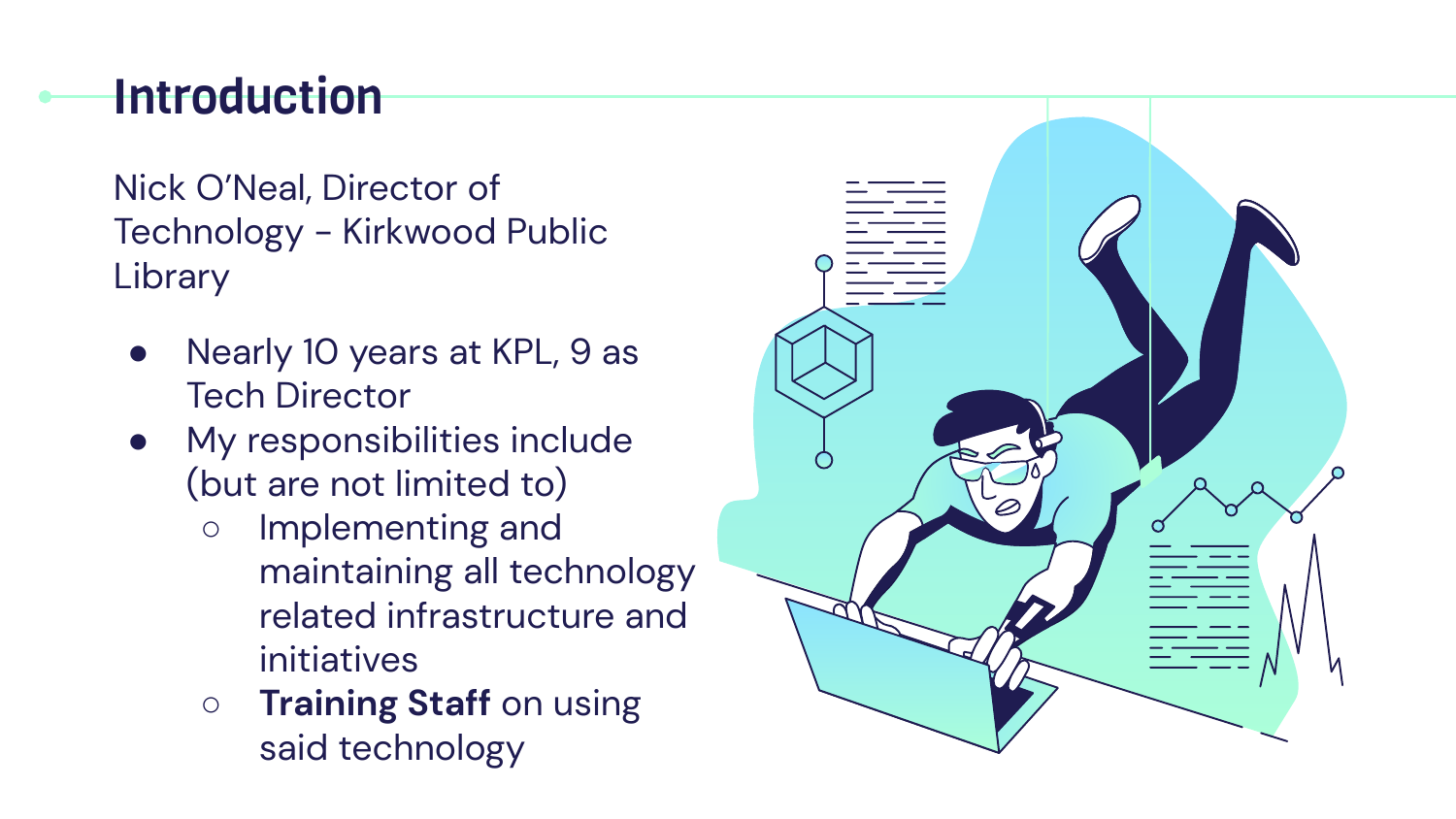# Introduction

Nick O’Neal, Director of Technology - Kirkwood Public Library

- Nearly 10 years at KPL, 9 as Tech Director
- My responsibilities include (but are not limited to)
  - Implementing and maintaining all technology related infrastructure and initiatives
  - **Training Staff** on using said technology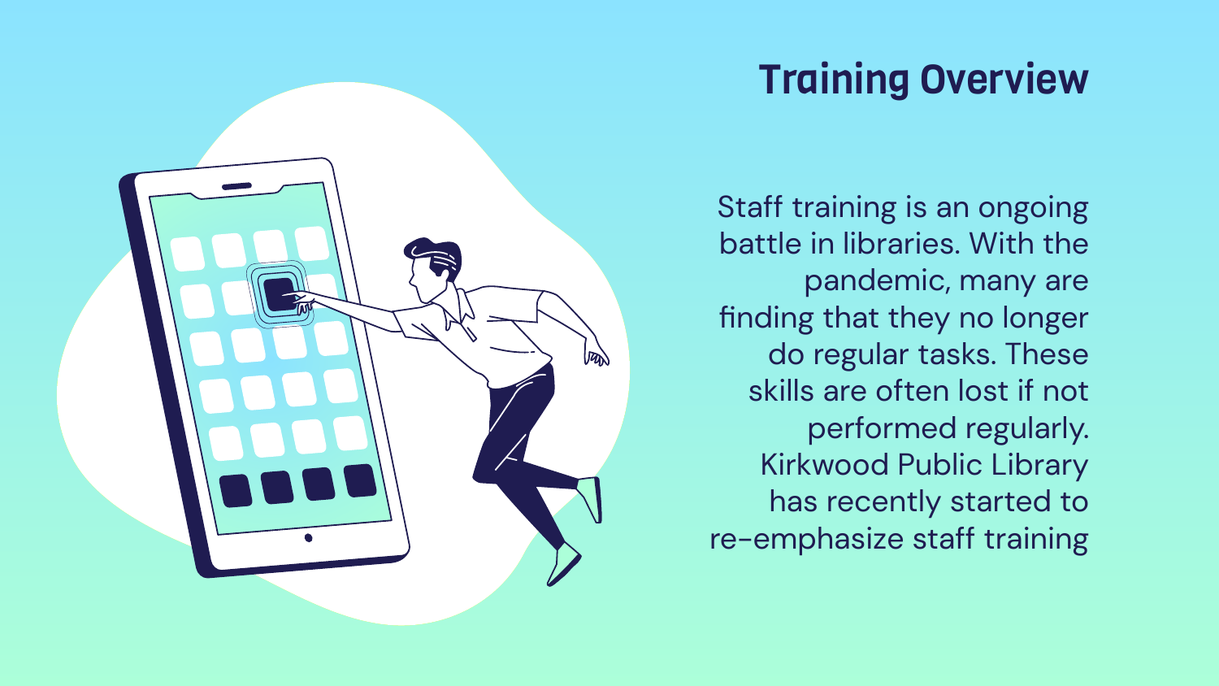# Training Overview

Staff training is an ongoing battle in libraries. With the pandemic, many are finding that they no longer do regular tasks. These skills are often lost if not performed regularly. Kirkwood Public Library has recently started to re-emphasize staff training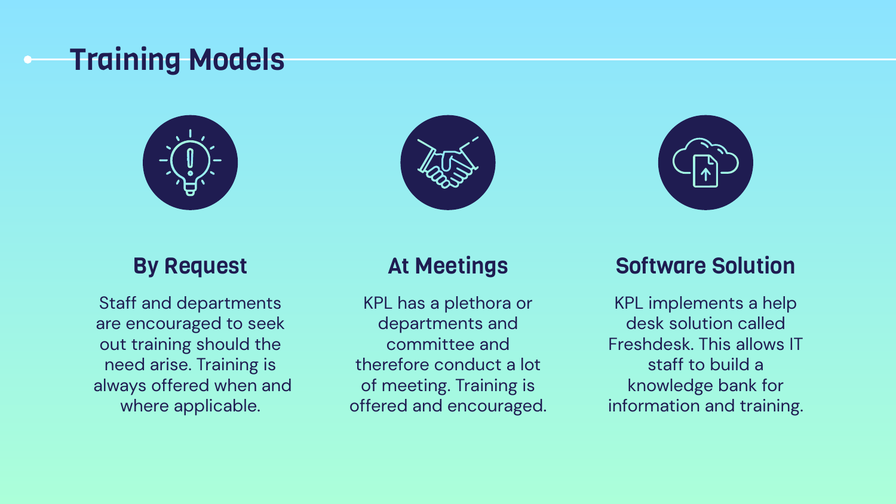# Training Models

## By Request

Staff and departments are encouraged to seek out training should the need arise. Training is always offered when and where applicable.

## At Meetings

KPL has a plethora or departments and committee and therefore conduct a lot of meeting. Training is offered and encouraged.

## Software Solution

KPL implements a help desk solution called Freshdesk. This allows IT staff to build a knowledge bank for information and training.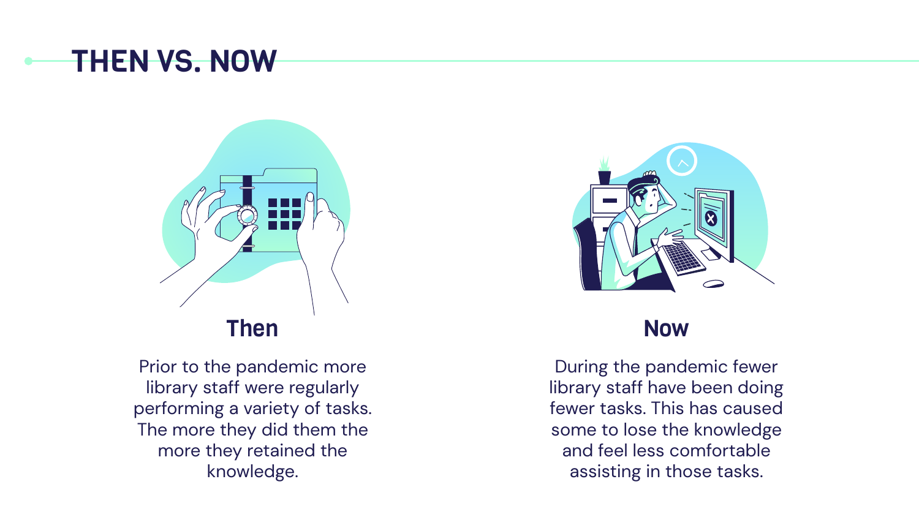# THEN VS. NOW

## Then

Prior to the pandemic more library staff were regularly performing a variety of tasks. The more they did them the more they retained the knowledge.

## Now

During the pandemic fewer library staff have been doing fewer tasks. This has caused some to lose the knowledge and feel less comfortable assisting in those tasks.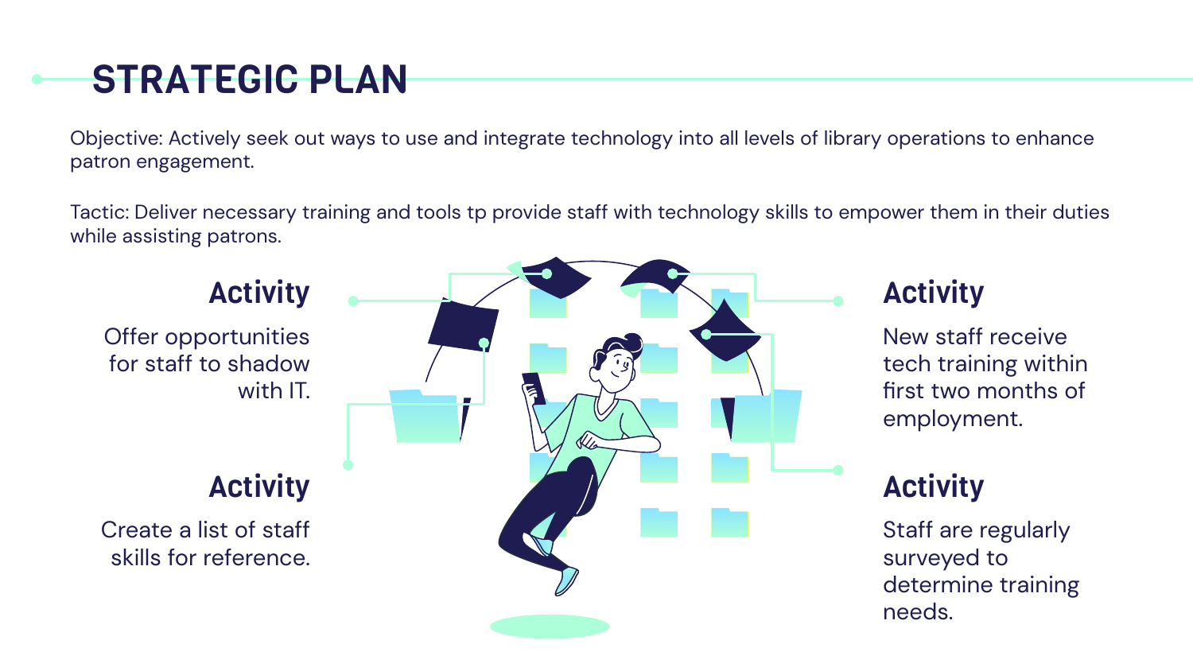# STRATEGIC PLAN

Objective: Actively seek out ways to use and integrate technology into all levels of library operations to enhance patron engagement.

Tactic: Deliver necessary training and tools tp provide staff with technology skills to empower them in their duties while assisting patrons.

### Activity

Offer opportunities for staff to shadow with IT.

### Activity

Create a list of staff skills for reference.

### Activity

New staff receive tech training within first two months of employment.

### Activity

Staff are regularly surveyed to determine training needs.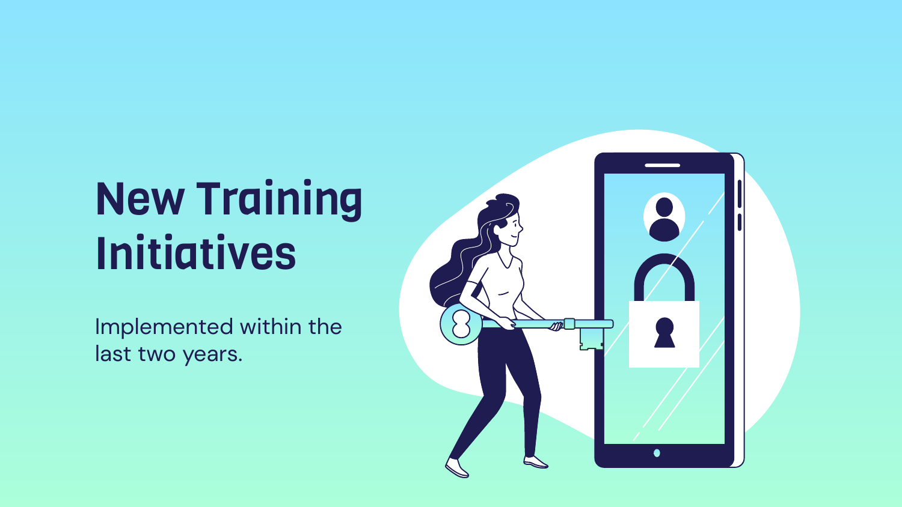# New Training Initiatives

Implemented within the last two years.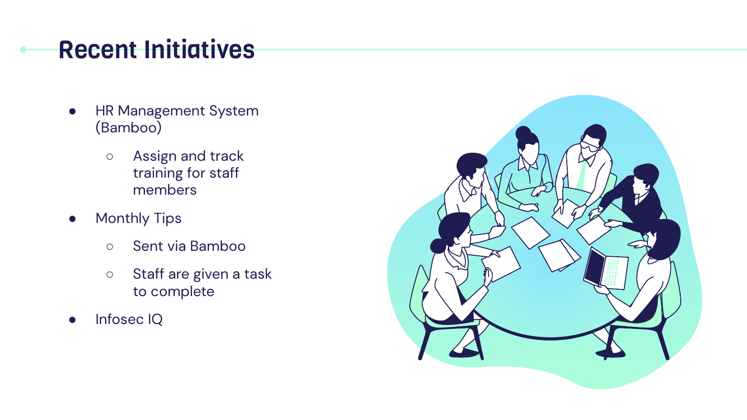# Recent Initiatives

- HR Management System (Bamboo)
  - Assign and track training for staff members
- Monthly Tips
  - Sent via Bamboo
  - Staff are given a task to complete
- Infosec IQ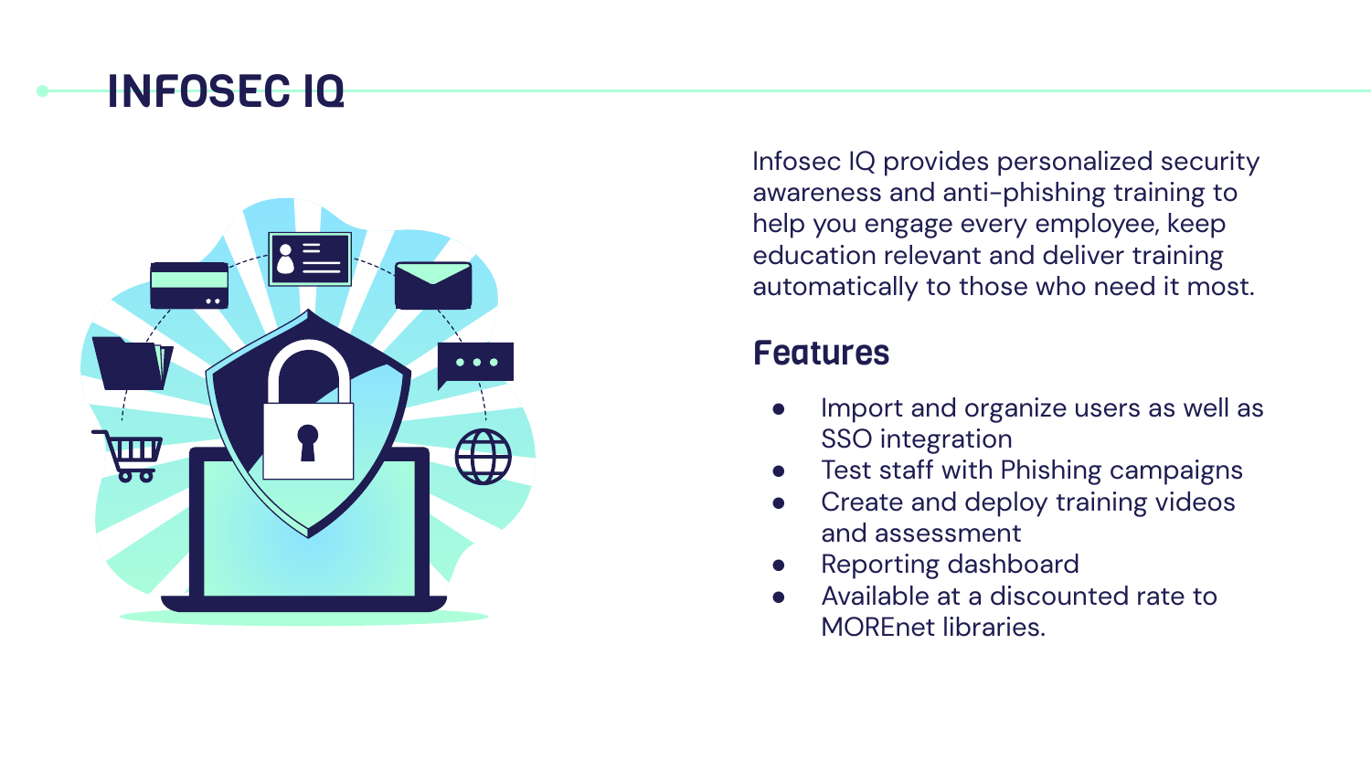# INFOSEC IQ

Infosec IQ provides personalized security awareness and anti-phishing training to help you engage every employee, keep education relevant and deliver training automatically to those who need it most.

## Features

- Import and organize users as well as SSO integration
- Test staff with Phishing campaigns
- Create and deploy training videos and assessment
- Reporting dashboard
- Available at a discounted rate to MOREnet libraries.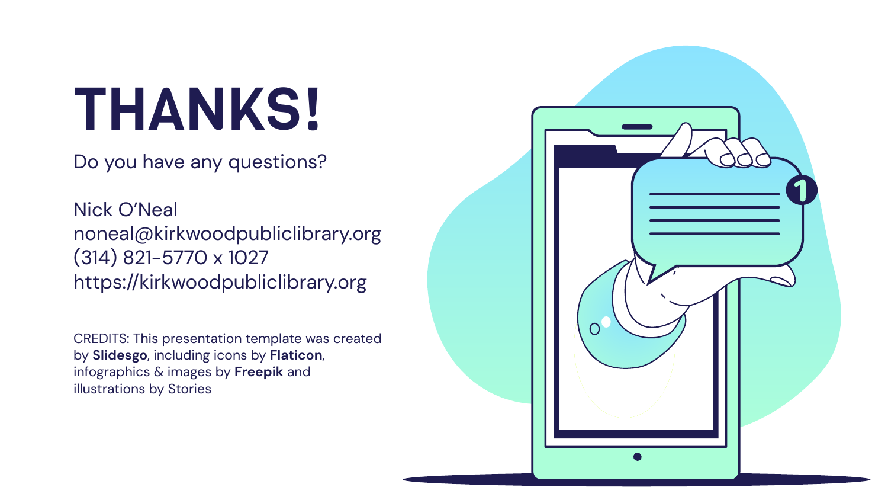# THANKS!

Do you have any questions?

Nick O'Neal
noneal@kirkwoodpubliclibrary.org
(314) 821-5770 x 1027
https://kirkwoodpubliclibrary.org

CREDITS: This presentation template was created by **Slidesgo**, including icons by **Flaticon**, infographics & images by **Freepik** and illustrations by Stories